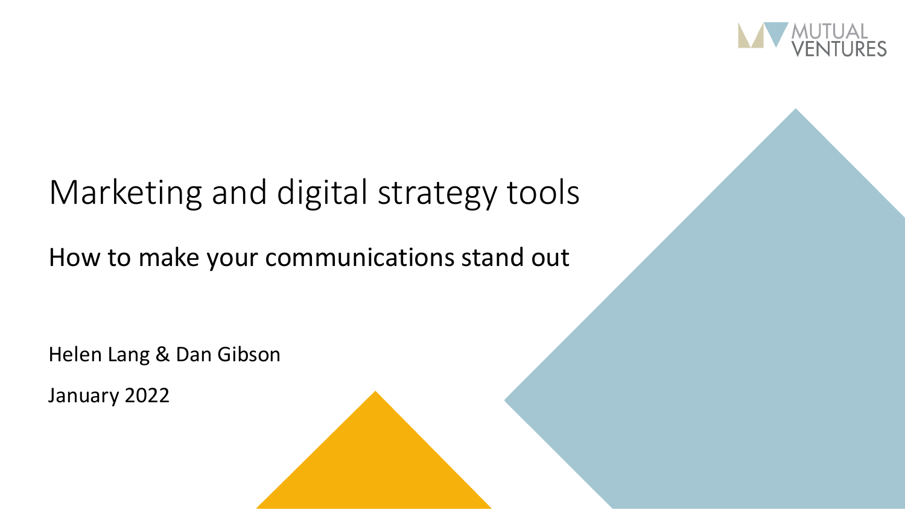MUTUAL VENTURES

# Marketing and digital strategy tools

## How to make your communications stand out

Helen Lang & Dan Gibson

January 2022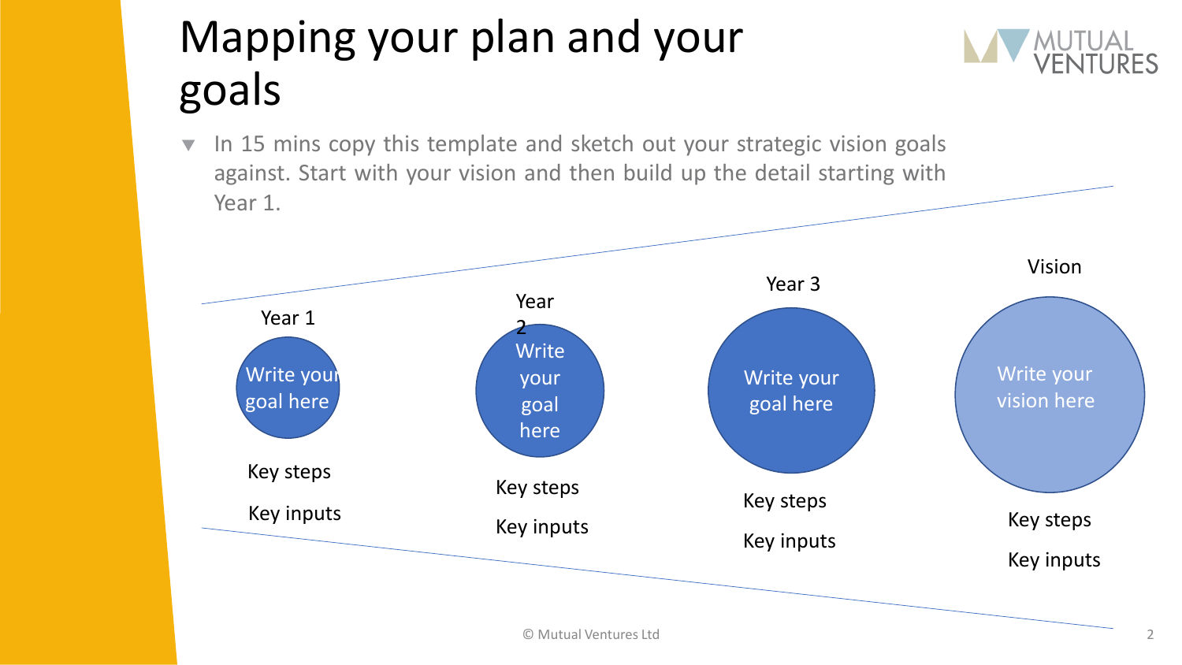# Mapping your plan and your goals

- In 15 mins copy this template and sketch out your strategic vision goals against. Start with your vision and then build up the detail starting with Year 1.

**Year 1**

Write your goal here

Key steps

Key inputs

**Year 2**

Write your goal here

Key steps

Key inputs

**Year 3**

Write your goal here

Key steps

Key inputs

**Vision**

Write your vision here

Key steps

Key inputs

© Mutual Ventures Ltd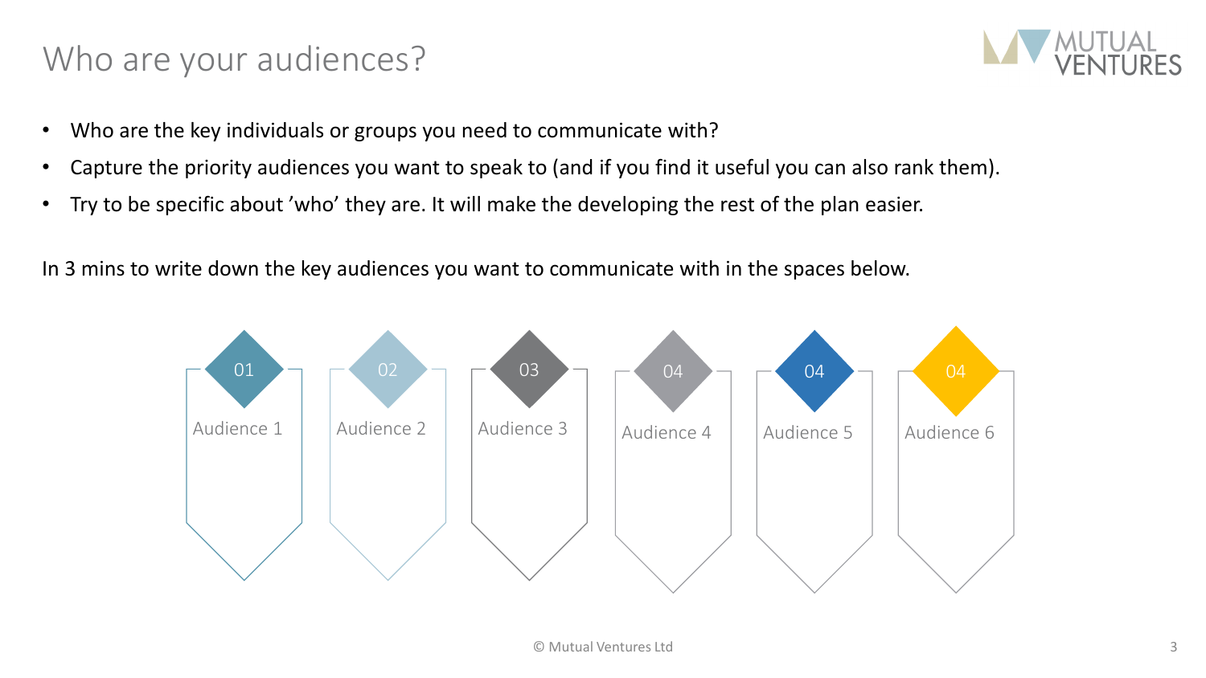# Who are your audiences?

- Who are the key individuals or groups you need to communicate with?
- Capture the priority audiences you want to speak to (and if you find it useful you can also rank them).
- Try to be specific about 'who' they are. It will make the developing the rest of the plan easier.

In 3 mins to write down the key audiences you want to communicate with in the spaces below.

01 Audience 1

02 Audience 2

03 Audience 3

04 Audience 4

04 Audience 5

04 Audience 6

© Mutual Ventures Ltd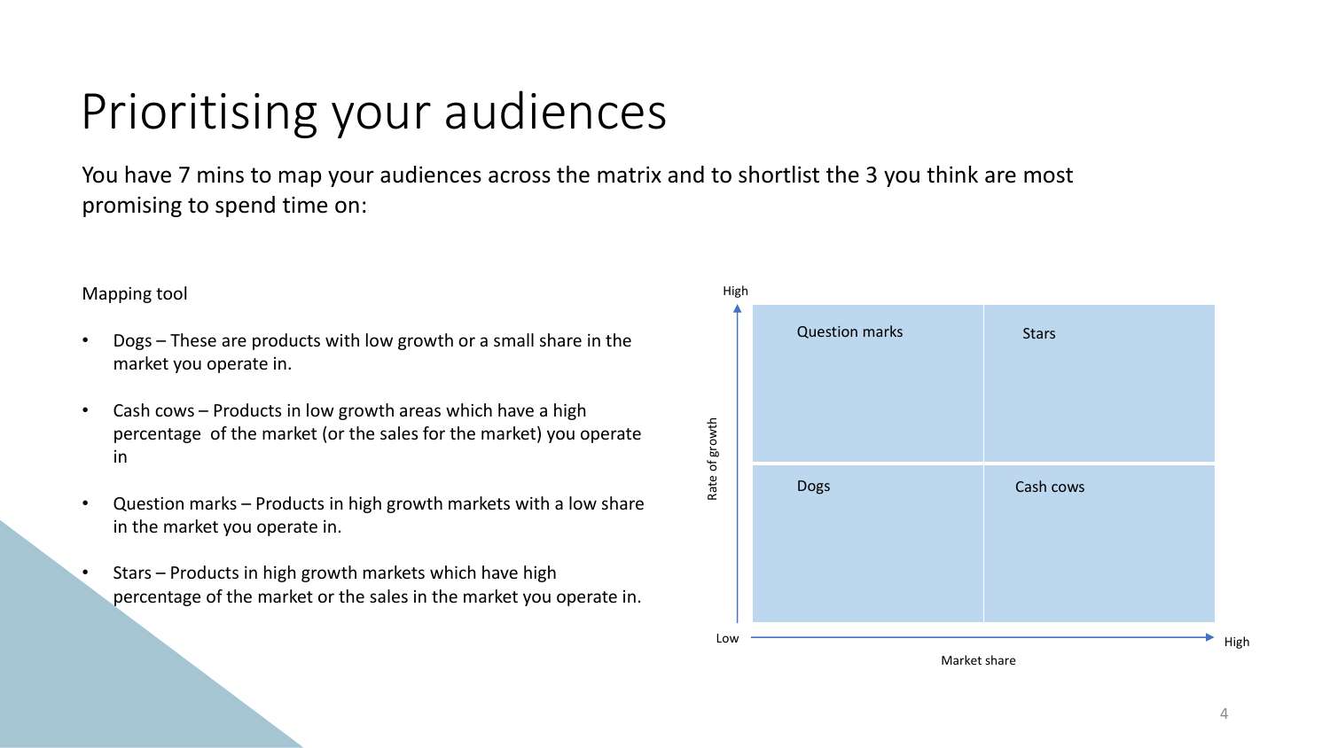# Prioritising your audiences

You have 7 mins to map your audiences across the matrix and to shortlist the 3 you think are most promising to spend time on:

Mapping tool

- Dogs – These are products with low growth or a small share in the market you operate in.
- Cash cows – Products in low growth areas which have a high percentage  of the market (or the sales for the market) you operate in
- Question marks – Products in high growth markets with a low share in the market you operate in.
- Stars – Products in high growth markets which have high percentage of the market or the sales in the market you operate in.

| Rate of growth / Market share | Low market share | High market share |
| --- | --- | --- |
| High growth | Question marks | Stars |
| Low growth | Dogs | Cash cows |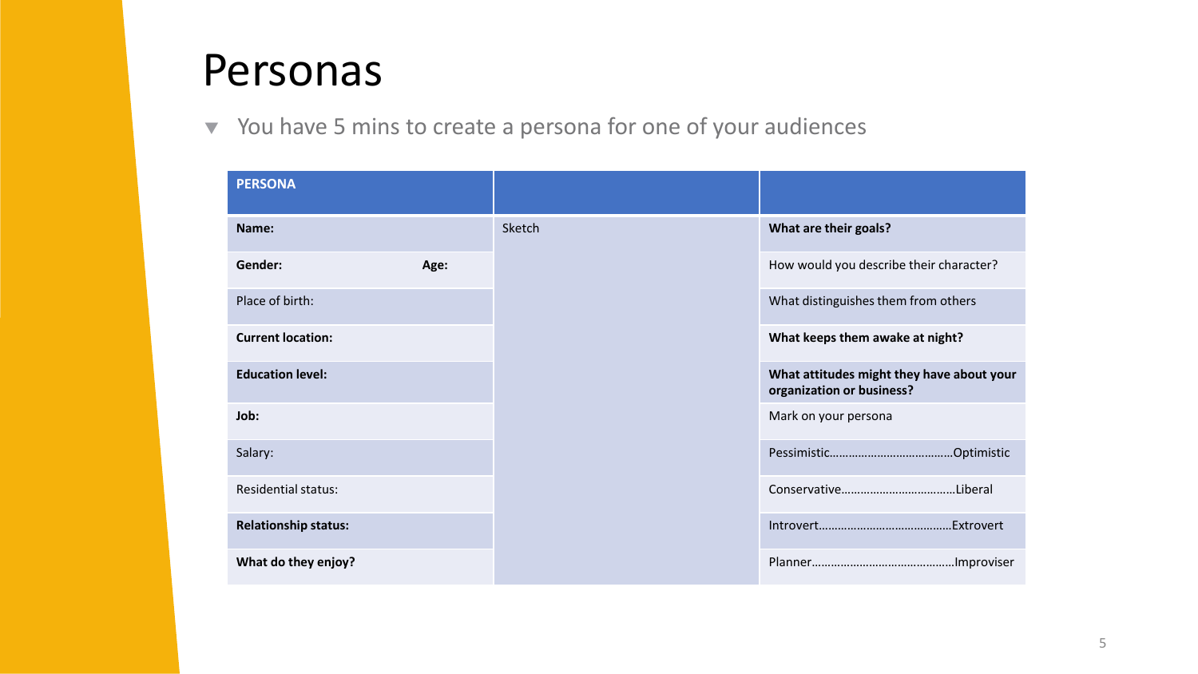# Personas

- You have 5 mins to create a persona for one of your audiences

| **PERSONA** | | | |
|---|---|---|---|
| **Name:** | | Sketch | **What are their goals?** |
| **Gender:** | **Age:** | | How would you describe their character? |
| Place of birth: | | | What distinguishes them from others |
| **Current location:** | | | **What keeps them awake at night?** |
| **Education level:** | | | **What attitudes might they have about your organization or business?** |
| **Job:** | | | Mark on your persona |
| Salary: | | | Pessimistic……………………………….Optimistic |
| Residential status: | | | Conservative…………………………….Liberal |
| **Relationship status:** | | | Introvert………………………………….Extrovert |
| **What do they enjoy?** | | | Planner…………………………………….Improviser |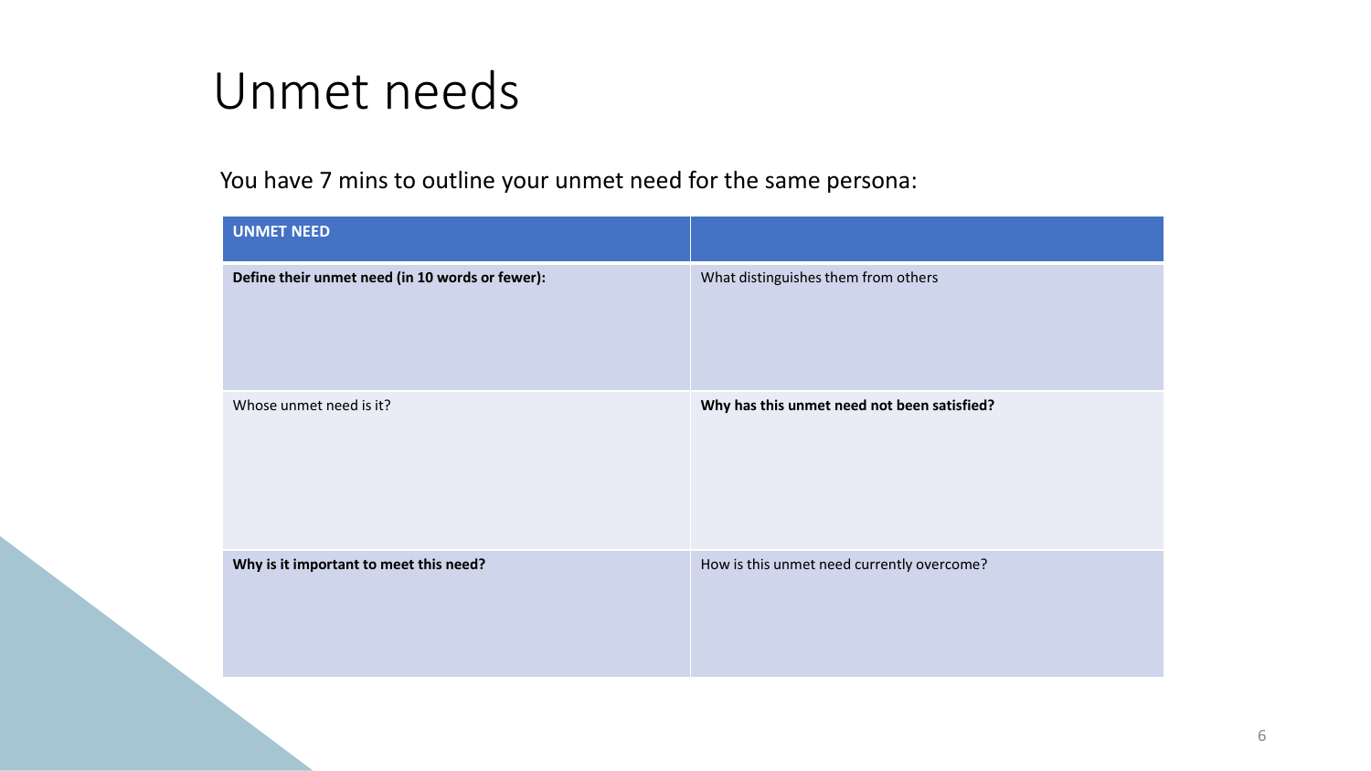# Unmet needs

You have 7 mins to outline your unmet need for the same persona:

| **UNMET NEED** | |
|---|---|
| **Define their unmet need (in 10 words or fewer):** | What distinguishes them from others |
| Whose unmet need is it? | **Why has this unmet need not been satisfied?** |
| **Why is it important to meet this need?** | How is this unmet need currently overcome? |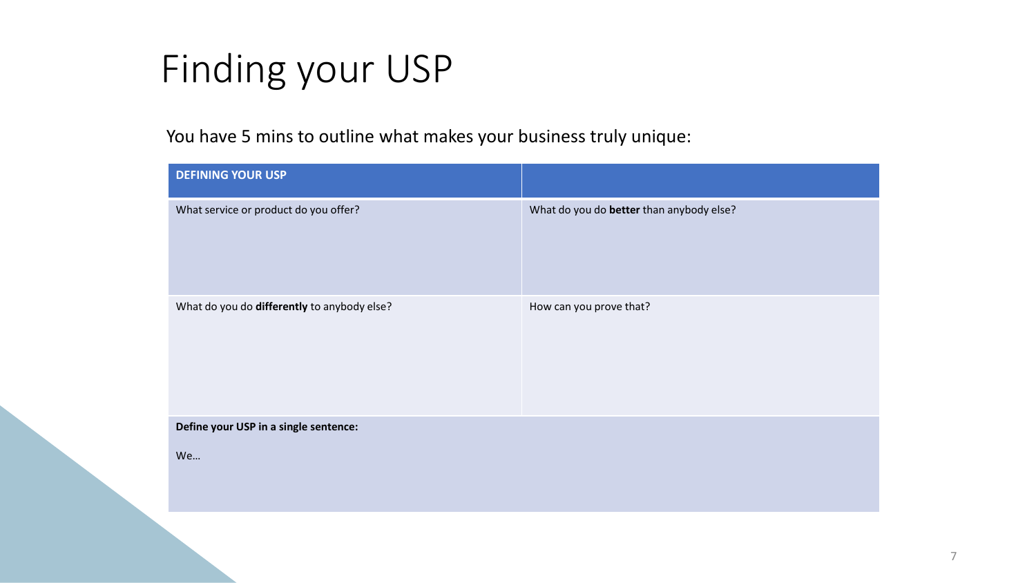# Finding your USP

You have 5 mins to outline what makes your business truly unique:

| DEFINING YOUR USP | |
|---|---|
| What service or product do you offer? | What do you do **better** than anybody else? |
| What do you do **differently** to anybody else? | How can you prove that? |
| **Define your USP in a single sentence:**<br><br>We… | |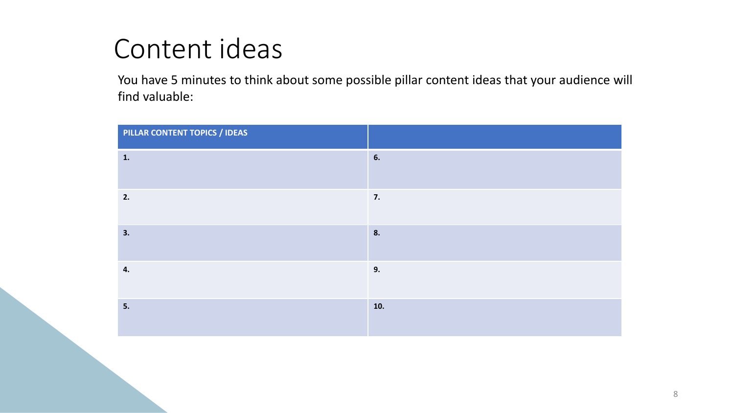# Content ideas

You have 5 minutes to think about some possible pillar content ideas that your audience will find valuable:

| **PILLAR CONTENT TOPICS / IDEAS** | |
|---|---|
| **1.** | **6.** |
| **2.** | **7.** |
| **3.** | **8.** |
| **4.** | **9.** |
| **5.** | **10.** |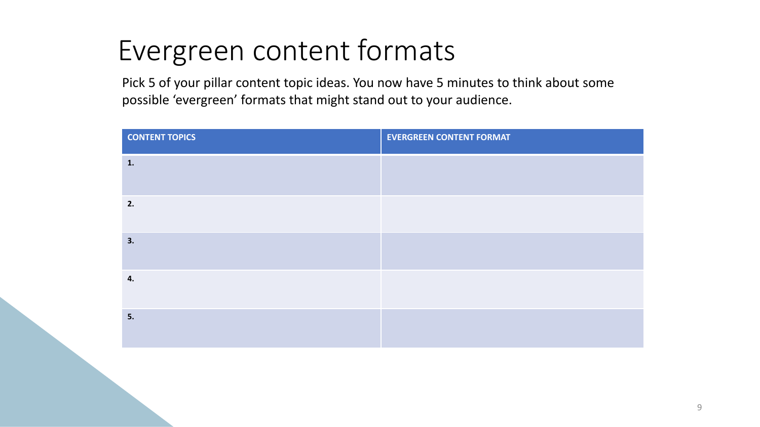# Evergreen content formats

Pick 5 of your pillar content topic ideas. You now have 5 minutes to think about some possible 'evergreen' formats that might stand out to your audience.

| CONTENT TOPICS | EVERGREEN CONTENT FORMAT |
|---|---|
| **1.** | |
| **2.** | |
| **3.** | |
| **4.** | |
| **5.** | |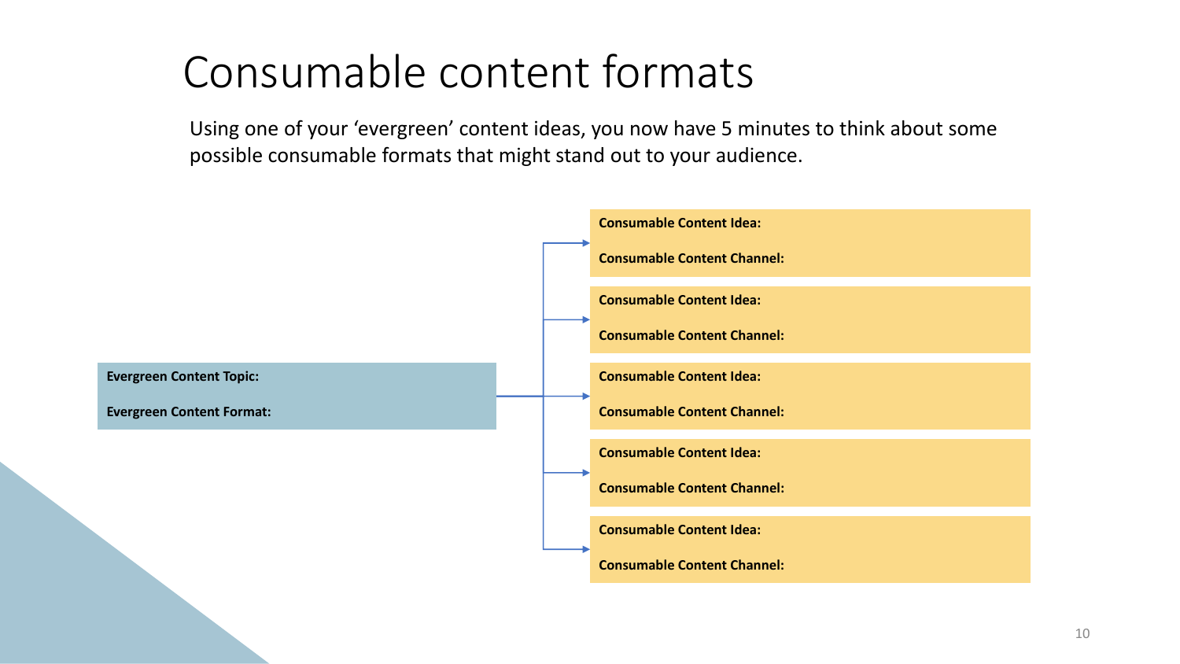# Consumable content formats

Using one of your 'evergreen' content ideas, you now have 5 minutes to think about some possible consumable formats that might stand out to your audience.

**Evergreen Content Topic:**

**Evergreen Content Format:**

**Consumable Content Idea:**

**Consumable Content Channel:**

**Consumable Content Idea:**

**Consumable Content Channel:**

**Consumable Content Idea:**

**Consumable Content Channel:**

**Consumable Content Idea:**

**Consumable Content Channel:**

**Consumable Content Idea:**

**Consumable Content Channel:**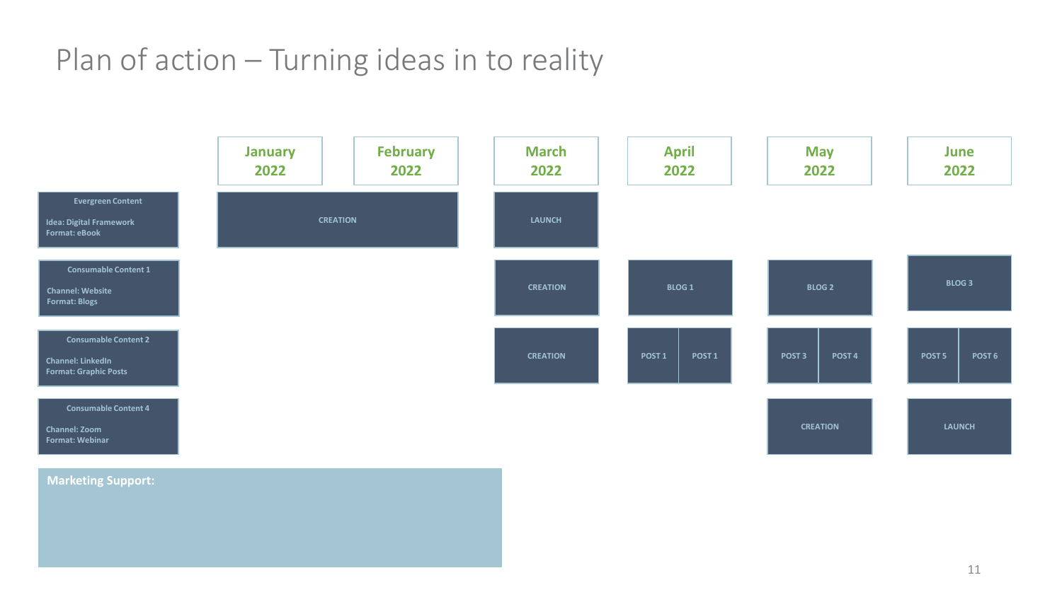# Plan of action – Turning ideas in to reality

| | January 2022 | February 2022 | March 2022 | April 2022 | May 2022 | June 2022 |
|---|---|---|---|---|---|---|
| **Evergreen Content**<br>Idea: Digital Framework<br>Format: eBook | CREATION | | LAUNCH | | | |
| **Consumable Content 1**<br>Channel: Website<br>Format: Blogs | | | CREATION | BLOG 1 | BLOG 2 | BLOG 3 |
| **Consumable Content 2**<br>Channel: LinkedIn<br>Format: Graphic Posts | | | CREATION | POST 1 / POST 1 | POST 3 / POST 4 | POST 5 / POST 6 |
| **Consumable Content 4**<br>Channel: Zoom<br>Format: Webinar | | | | | CREATION | LAUNCH |

**Marketing Support:**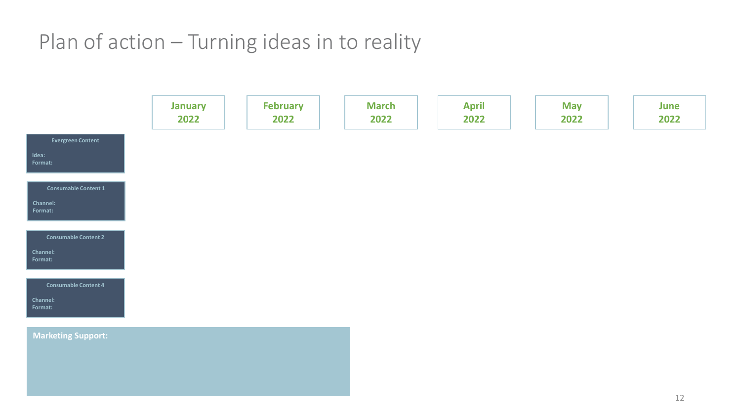# Plan of action – Turning ideas in to reality

| | January 2022 | February 2022 | March 2022 | April 2022 | May 2022 | June 2022 |
|---|---|---|---|---|---|---|
| **Evergreen Content**<br>Idea:<br>Format: | | | | | | |
| **Consumable Content 1**<br>Channel:<br>Format: | | | | | | |
| **Consumable Content 2**<br>Channel:<br>Format: | | | | | | |
| **Consumable Content 4**<br>Channel:<br>Format: | | | | | | |

**Marketing Support:**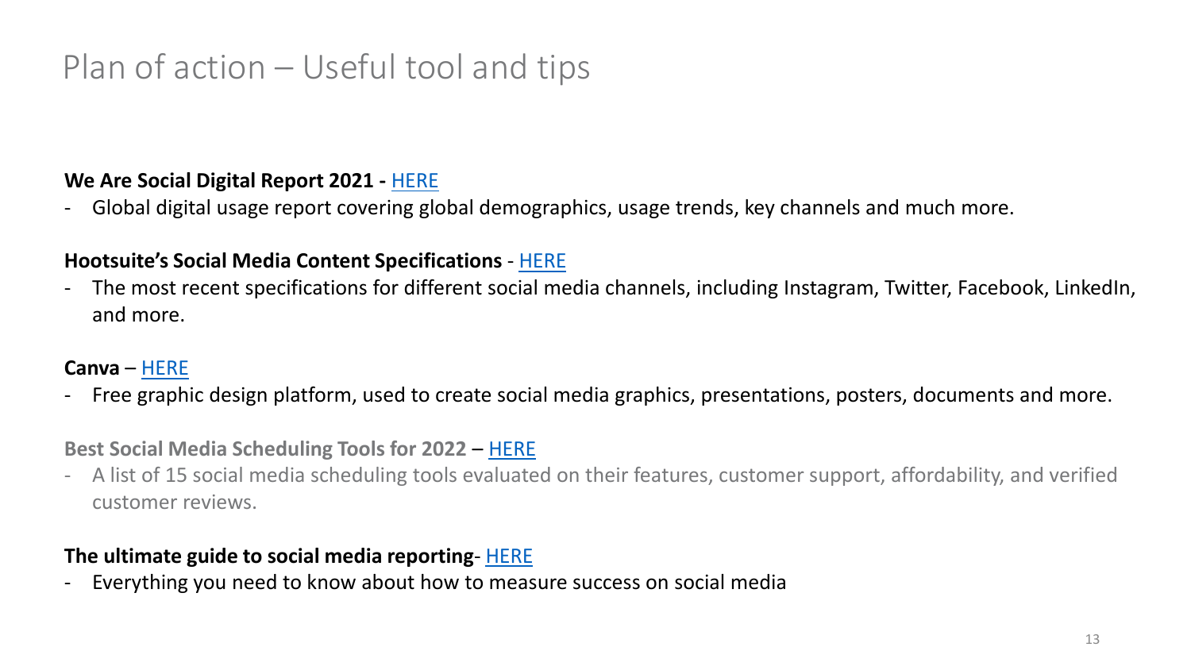# Plan of action – Useful tool and tips

**We Are Social Digital Report 2021 -** HERE

- Global digital usage report covering global demographics, usage trends, key channels and much more.

**Hootsuite's Social Media Content Specifications** - HERE

- The most recent specifications for different social media channels, including Instagram, Twitter, Facebook, LinkedIn, and more.

**Canva** – HERE

- Free graphic design platform, used to create social media graphics, presentations, posters, documents and more.

**Best Social Media Scheduling Tools for 2022** – HERE

- A list of 15 social media scheduling tools evaluated on their features, customer support, affordability, and verified customer reviews.

**The ultimate guide to social media reporting**- HERE

- Everything you need to know about how to measure success on social media